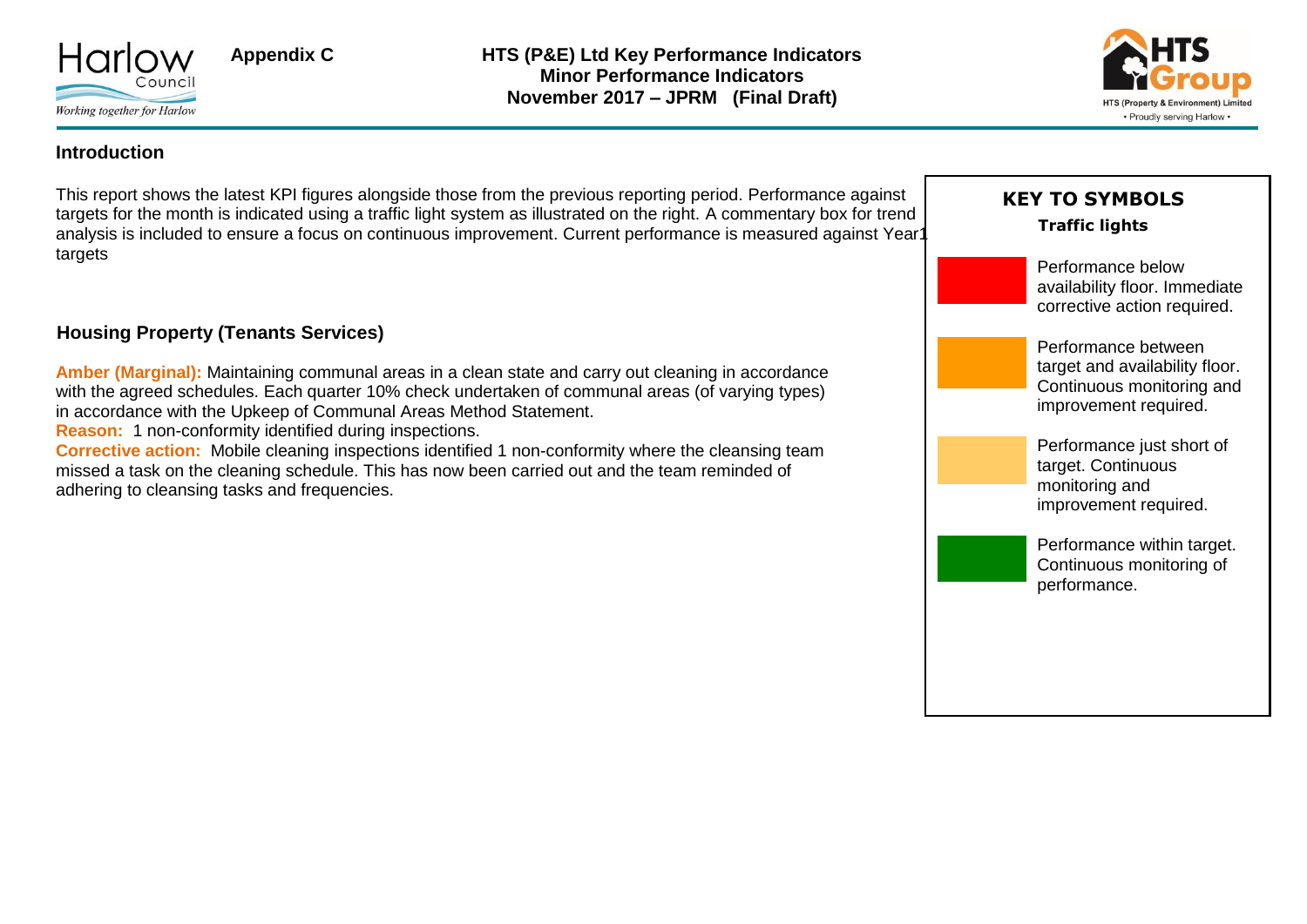Appendix C

# HTS (P&E) Ltd Key Performance Indicators
## Minor Performance Indicators
## November 2017 – JPRM (Final Draft)

### Introduction

This report shows the latest KPI figures alongside those from the previous reporting period. Performance against targets for the month is indicated using a traffic light system as illustrated on the right. A commentary box for trend analysis is included to ensure a focus on continuous improvement. Current performance is measured against Year1 targets

### KEY TO SYMBOLS

**Traffic lights**

| Colour | Meaning |
|---|---|
| Red | Performance below availability floor. Immediate corrective action required. |
| Amber | Performance between target and availability floor. Continuous monitoring and improvement required. |
| Light amber | Performance just short of target. Continuous monitoring and improvement required. |
| Green | Performance within target. Continuous monitoring of performance. |

### Housing Property (Tenants Services)

**Amber (Marginal):** Maintaining communal areas in a clean state and carry out cleaning in accordance with the agreed schedules. Each quarter 10% check undertaken of communal areas (of varying types) in accordance with the Upkeep of Communal Areas Method Statement.

**Reason:** 1 non-conformity identified during inspections.

**Corrective action:** Mobile cleaning inspections identified 1 non-conformity where the cleansing team missed a task on the cleaning schedule. This has now been carried out and the team reminded of adhering to cleansing tasks and frequencies.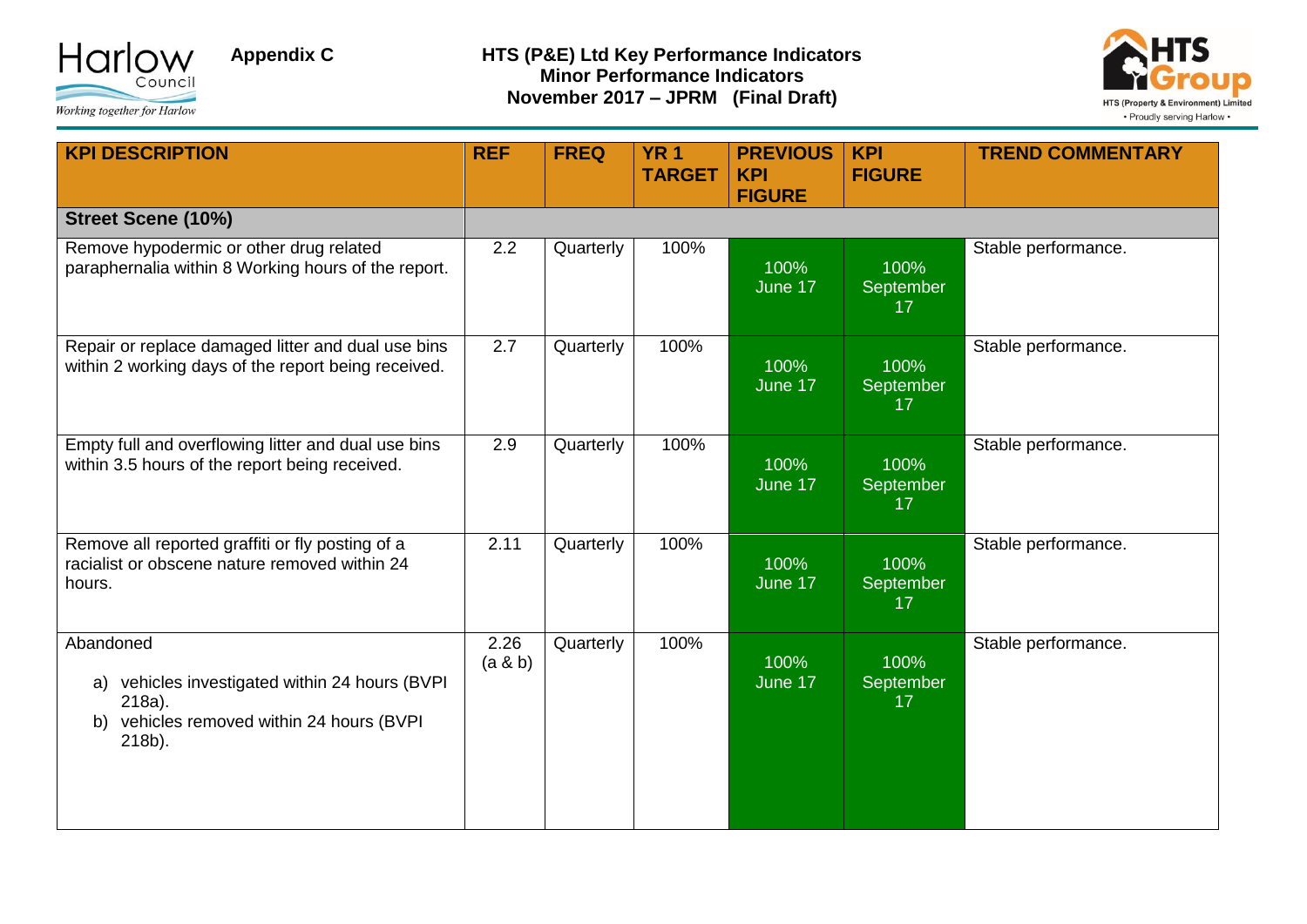Appendix C

**HTS (P&E) Ltd Key Performance Indicators**
**Minor Performance Indicators**
**November 2017 – JPRM (Final Draft)**

| KPI DESCRIPTION | REF | FREQ | YR 1 TARGET | PREVIOUS KPI FIGURE | KPI FIGURE | TREND COMMENTARY |
|---|---|---|---|---|---|---|
| **Street Scene (10%)** | | | | | | |
| Remove hypodermic or other drug related paraphernalia within 8 Working hours of the report. | 2.2 | Quarterly | 100% | 100% June 17 | 100% September 17 | Stable performance. |
| Repair or replace damaged litter and dual use bins within 2 working days of the report being received. | 2.7 | Quarterly | 100% | 100% June 17 | 100% September 17 | Stable performance. |
| Empty full and overflowing litter and dual use bins within 3.5 hours of the report being received. | 2.9 | Quarterly | 100% | 100% June 17 | 100% September 17 | Stable performance. |
| Remove all reported graffiti or fly posting of a racialist or obscene nature removed within 24 hours. | 2.11 | Quarterly | 100% | 100% June 17 | 100% September 17 | Stable performance. |
| Abandoned<br>a) vehicles investigated within 24 hours (BVPI 218a).<br>b) vehicles removed within 24 hours (BVPI 218b). | 2.26 (a & b) | Quarterly | 100% | 100% June 17 | 100% September 17 | Stable performance. |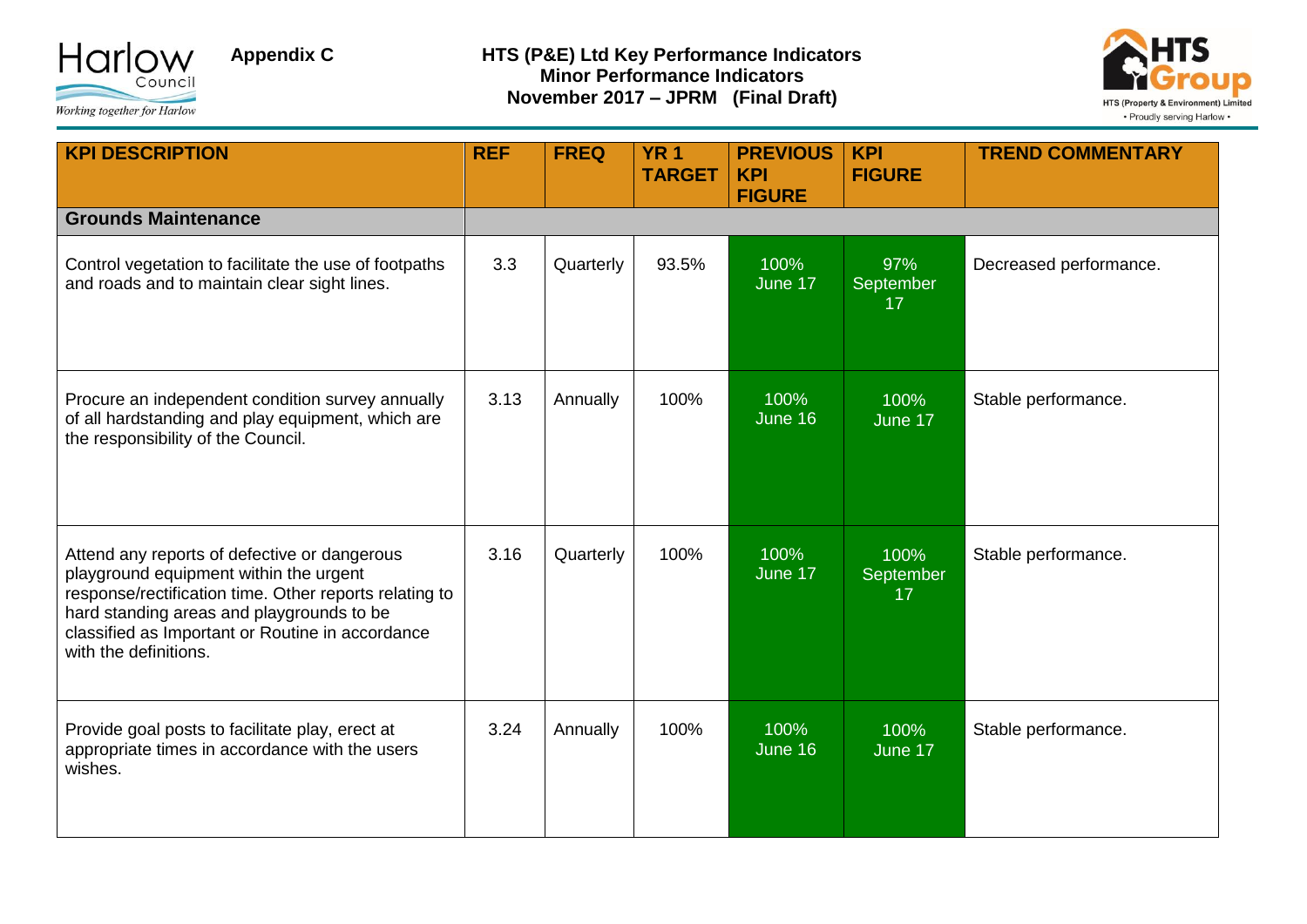**Appendix C**

**HTS (P&E) Ltd Key Performance Indicators**
**Minor Performance Indicators**
**November 2017 – JPRM (Final Draft)**

| KPI DESCRIPTION | REF | FREQ | YR 1 TARGET | PREVIOUS KPI FIGURE | KPI FIGURE | TREND COMMENTARY |
|---|---|---|---|---|---|---|
| **Grounds Maintenance** | | | | | | |
| Control vegetation to facilitate the use of footpaths and roads and to maintain clear sight lines. | 3.3 | Quarterly | 93.5% | 100% June 17 | 97% September 17 | Decreased performance. |
| Procure an independent condition survey annually of all hardstanding and play equipment, which are the responsibility of the Council. | 3.13 | Annually | 100% | 100% June 16 | 100% June 17 | Stable performance. |
| Attend any reports of defective or dangerous playground equipment within the urgent response/rectification time. Other reports relating to hard standing areas and playgrounds to be classified as Important or Routine in accordance with the definitions. | 3.16 | Quarterly | 100% | 100% June 17 | 100% September 17 | Stable performance. |
| Provide goal posts to facilitate play, erect at appropriate times in accordance with the users wishes. | 3.24 | Annually | 100% | 100% June 16 | 100% June 17 | Stable performance. |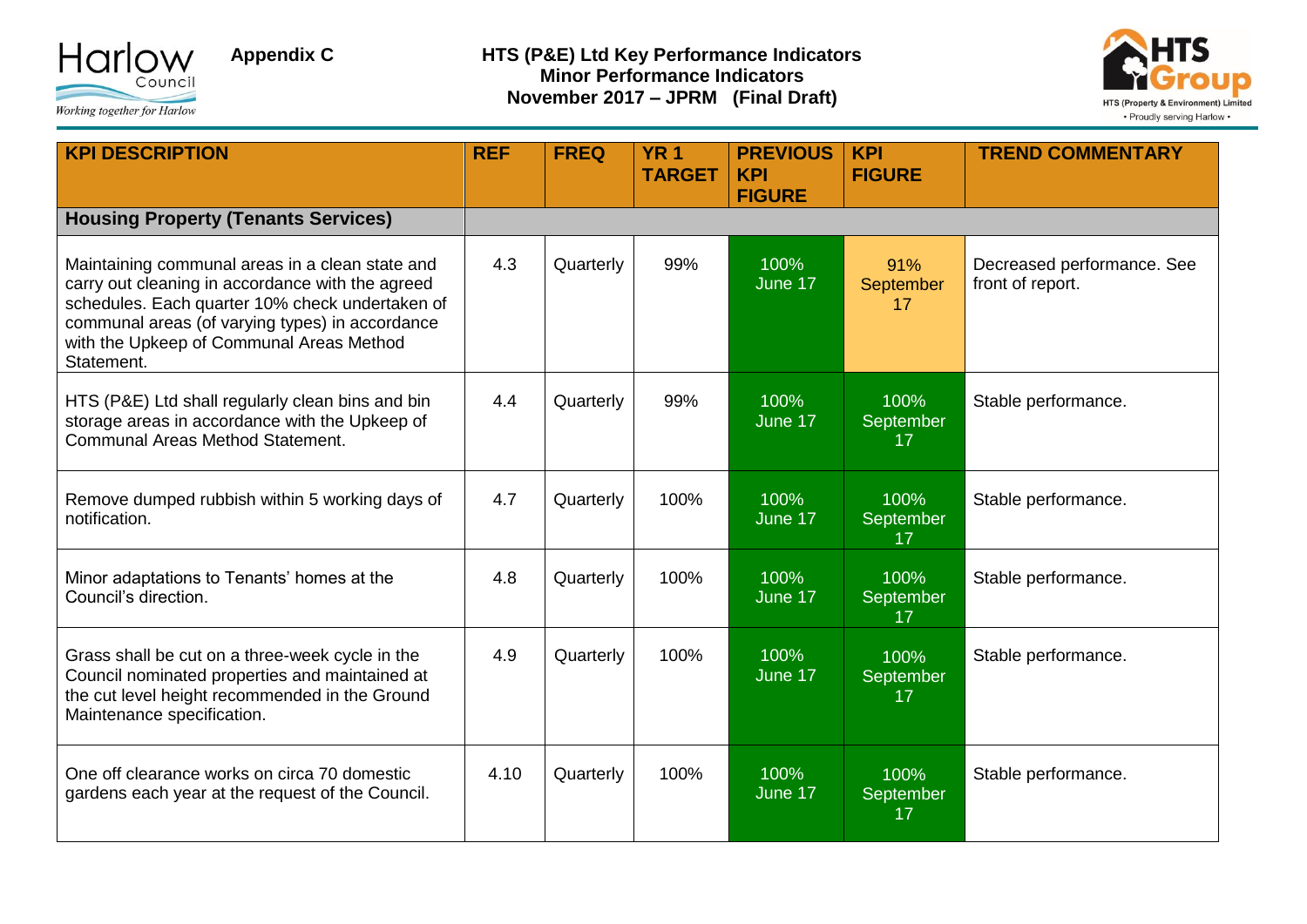Appendix C

# HTS (P&E) Ltd Key Performance Indicators
## Minor Performance Indicators
## November 2017 – JPRM (Final Draft)

| KPI DESCRIPTION | REF | FREQ | YR 1 TARGET | PREVIOUS KPI FIGURE | KPI FIGURE | TREND COMMENTARY |
|---|---|---|---|---|---|---|
| **Housing Property (Tenants Services)** | | | | | | |
| Maintaining communal areas in a clean state and carry out cleaning in accordance with the agreed schedules. Each quarter 10% check undertaken of communal areas (of varying types) in accordance with the Upkeep of Communal Areas Method Statement. | 4.3 | Quarterly | 99% | 100% June 17 | 91% September 17 | Decreased performance. See front of report. |
| HTS (P&E) Ltd shall regularly clean bins and bin storage areas in accordance with the Upkeep of Communal Areas Method Statement. | 4.4 | Quarterly | 99% | 100% June 17 | 100% September 17 | Stable performance. |
| Remove dumped rubbish within 5 working days of notification. | 4.7 | Quarterly | 100% | 100% June 17 | 100% September 17 | Stable performance. |
| Minor adaptations to Tenants' homes at the Council's direction. | 4.8 | Quarterly | 100% | 100% June 17 | 100% September 17 | Stable performance. |
| Grass shall be cut on a three-week cycle in the Council nominated properties and maintained at the cut level height recommended in the Ground Maintenance specification. | 4.9 | Quarterly | 100% | 100% June 17 | 100% September 17 | Stable performance. |
| One off clearance works on circa 70 domestic gardens each year at the request of the Council. | 4.10 | Quarterly | 100% | 100% June 17 | 100% September 17 | Stable performance. |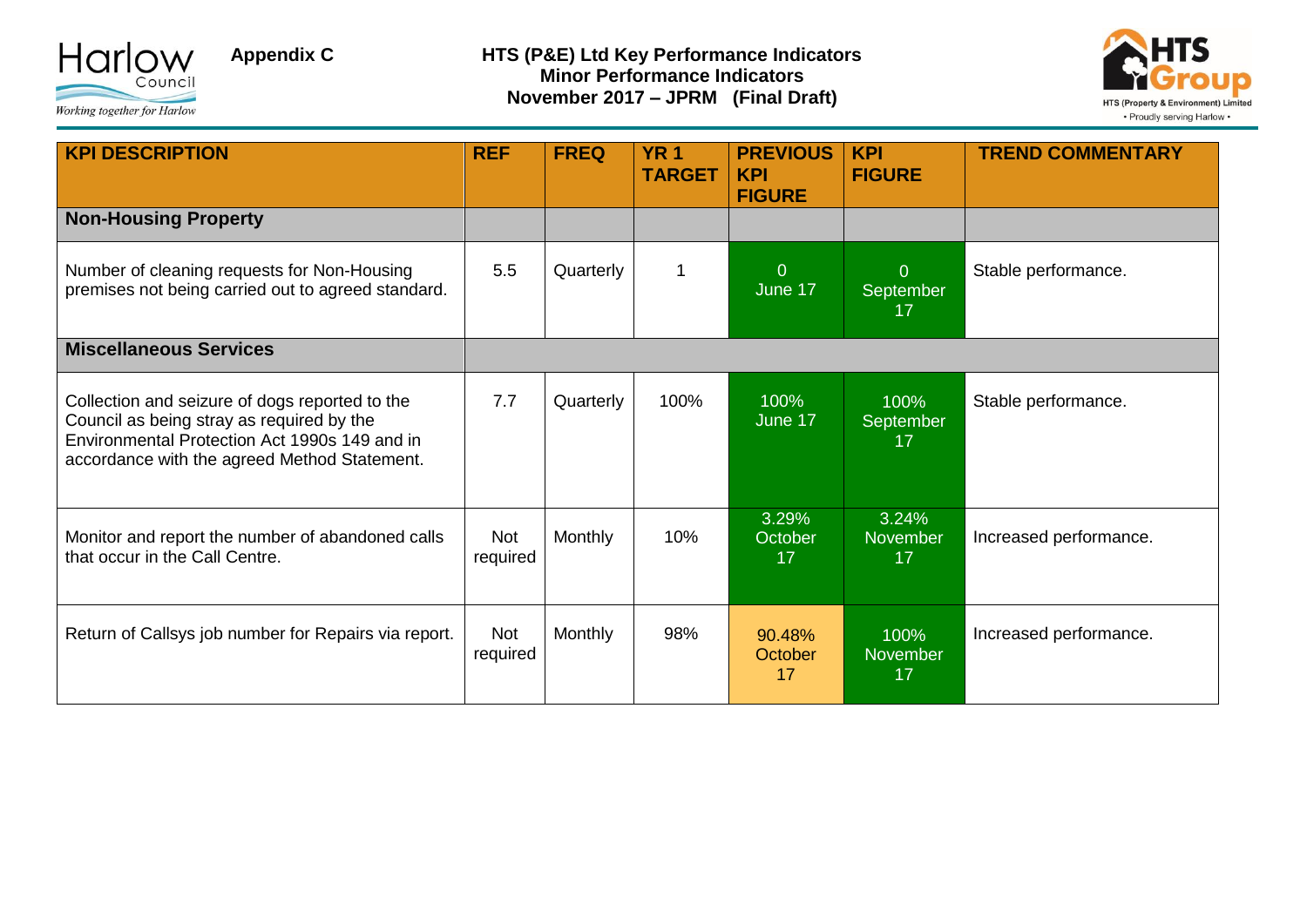Appendix C

**HTS (P&E) Ltd Key Performance Indicators**
**Minor Performance Indicators**
**November 2017 – JPRM (Final Draft)**

| KPI DESCRIPTION | REF | FREQ | YR 1 TARGET | PREVIOUS KPI FIGURE | KPI FIGURE | TREND COMMENTARY |
|---|---|---|---|---|---|---|
| **Non-Housing Property** | | | | | | |
| Number of cleaning requests for Non-Housing premises not being carried out to agreed standard. | 5.5 | Quarterly | 1 | 0 June 17 | 0 September 17 | Stable performance. |
| **Miscellaneous Services** | | | | | | |
| Collection and seizure of dogs reported to the Council as being stray as required by the Environmental Protection Act 1990s 149 and in accordance with the agreed Method Statement. | 7.7 | Quarterly | 100% | 100% June 17 | 100% September 17 | Stable performance. |
| Monitor and report the number of abandoned calls that occur in the Call Centre. | Not required | Monthly | 10% | 3.29% October 17 | 3.24% November 17 | Increased performance. |
| Return of Callsys job number for Repairs via report. | Not required | Monthly | 98% | 90.48% October 17 | 100% November 17 | Increased performance. |